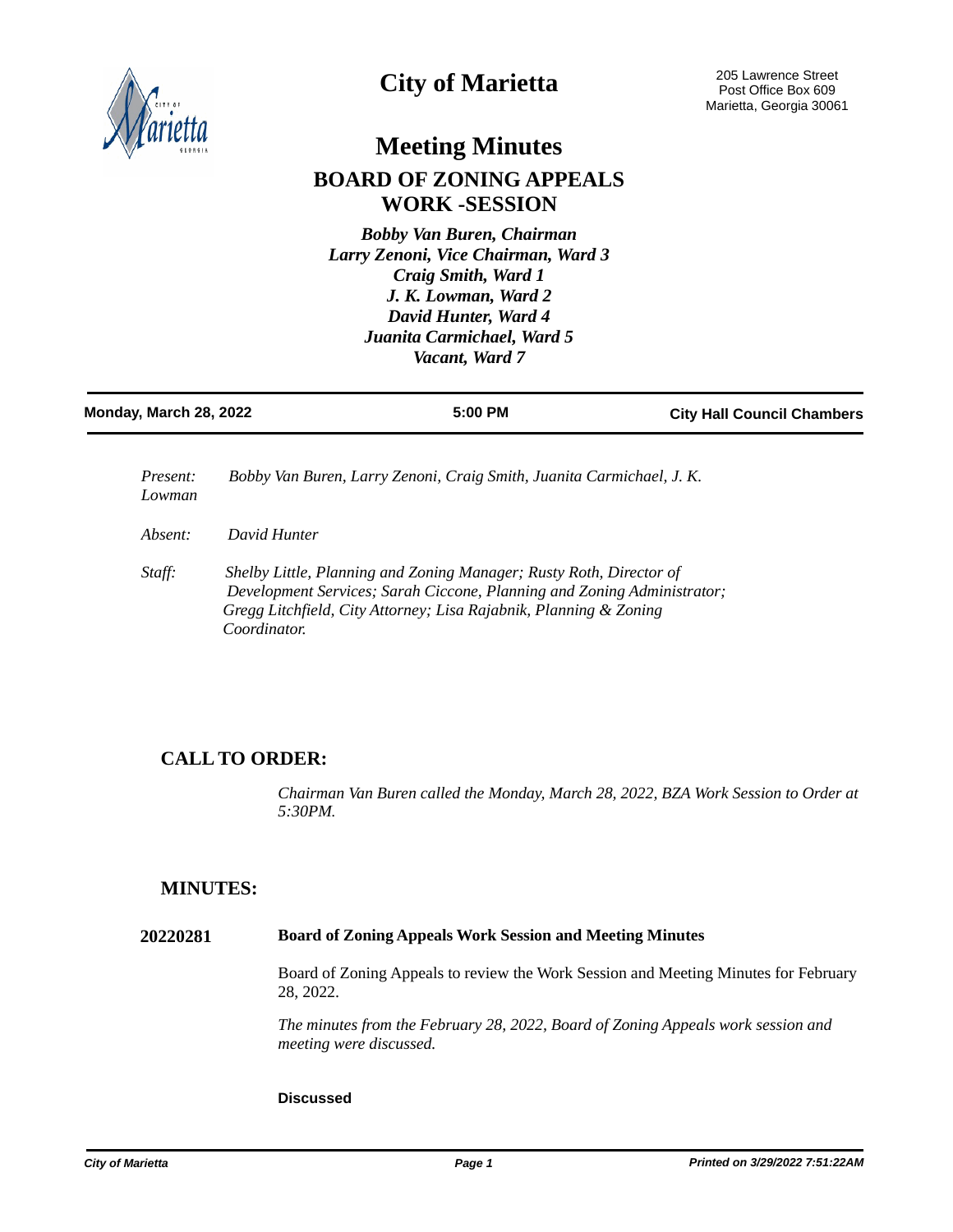# City of Marietta

205 Lawrence Street
Post Office Box 609
Marietta, Georgia 30061

## Meeting Minutes

### BOARD OF ZONING APPEALS
### WORK -SESSION

*Bobby Van Buren, Chairman*
*Larry Zenoni, Vice Chairman, Ward 3*
*Craig Smith, Ward 1*
*J. K. Lowman, Ward 2*
*David Hunter, Ward 4*
*Juanita Carmichael, Ward 5*
*Vacant, Ward 7*

**Monday, March 28, 2022** | **5:00 PM** | **City Hall Council Chambers**

*Present:* *Bobby Van Buren, Larry Zenoni, Craig Smith, Juanita Carmichael, J. K. Lowman*

*Absent:* *David Hunter*

*Staff:* *Shelby Little, Planning and Zoning Manager; Rusty Roth, Director of Development Services; Sarah Ciccone, Planning and Zoning Administrator; Gregg Litchfield, City Attorney; Lisa Rajabnik, Planning & Zoning Coordinator.*

## CALL TO ORDER:

*Chairman Van Buren called the Monday, March 28, 2022, BZA Work Session to Order at 5:30PM.*

## MINUTES:

**20220281** **Board of Zoning Appeals Work Session and Meeting Minutes**

Board of Zoning Appeals to review the Work Session and Meeting Minutes for February 28, 2022.

*The minutes from the February 28, 2022, Board of Zoning Appeals work session and meeting were discussed.*

**Discussed**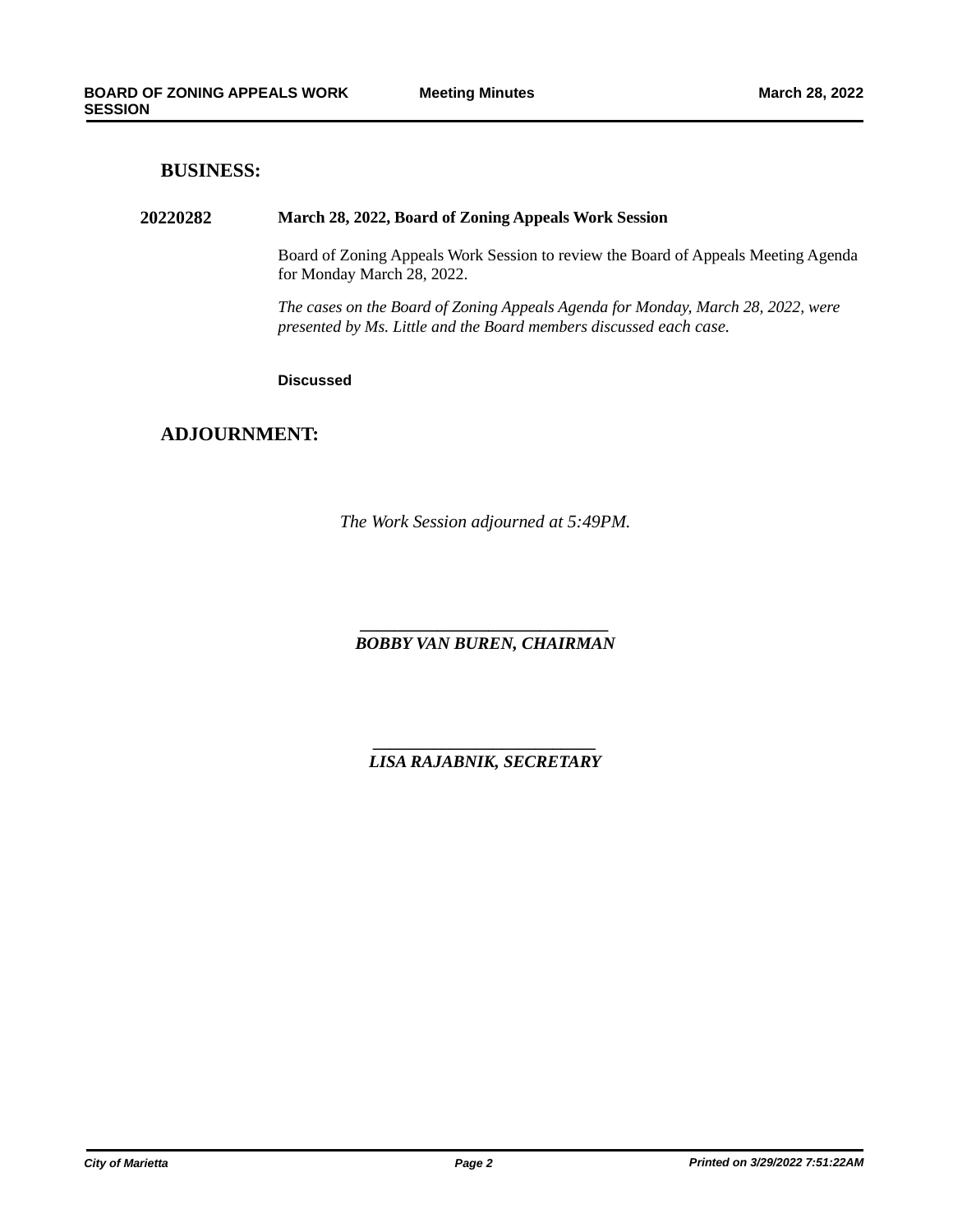## BUSINESS:

**20220282** **March 28, 2022, Board of Zoning Appeals Work Session**

Board of Zoning Appeals Work Session to review the Board of Appeals Meeting Agenda for Monday March 28, 2022.

*The cases on the Board of Zoning Appeals Agenda for Monday, March 28, 2022, were presented by Ms. Little and the Board members discussed each case.*

**Discussed**

## ADJOURNMENT:

*The Work Session adjourned at 5:49PM.*

_____________________________

***BOBBY VAN BUREN, CHAIRMAN***

__________________________

***LISA RAJABNIK, SECRETARY***